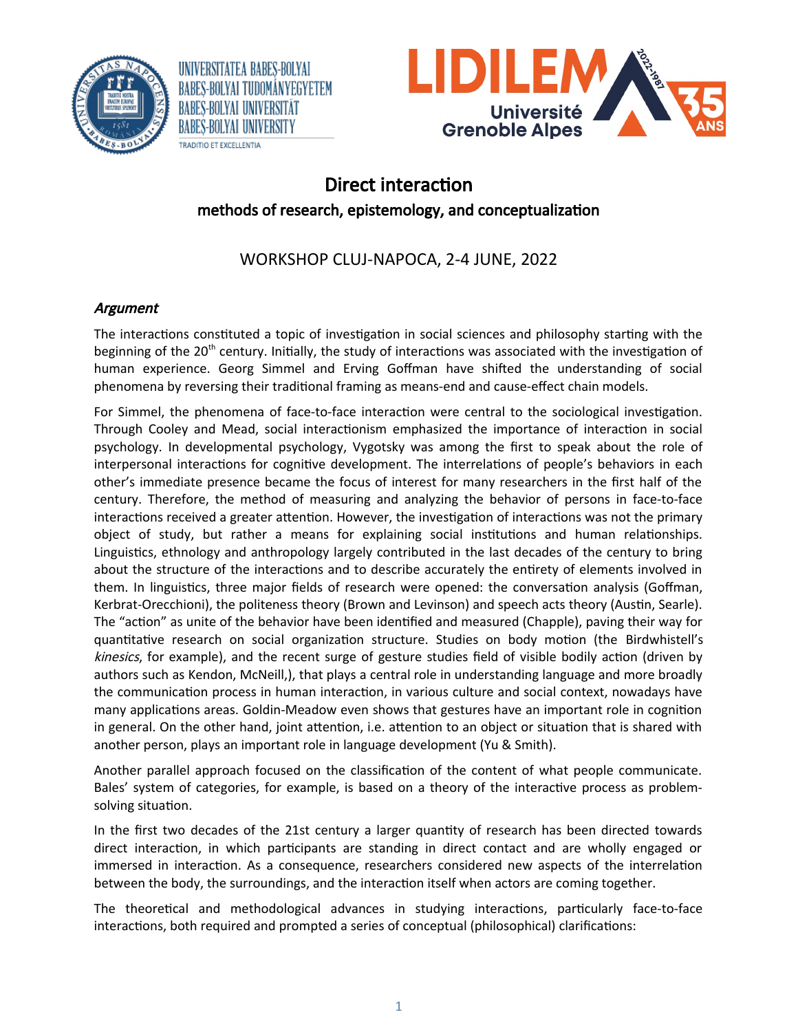UNIVERSITATEA BABEŞ-BOLYAI
BABEŞ-BOLYAI TUDOMÁNYEGYETEM
BABEŞ-BOLYAI UNIVERSITÄT
BABEŞ-BOLYAI UNIVERSITY
TRADITIO ET EXCELLENTIA

LIDILEM
Université Grenoble Alpes
2022-1987
35 ANS

# Direct interaction

## methods of research, epistemology, and conceptualization

WORKSHOP CLUJ-NAPOCA, 2-4 JUNE, 2022

### *Argument*

The interactions constituted a topic of investigation in social sciences and philosophy starting with the beginning of the 20th century. Initially, the study of interactions was associated with the investigation of human experience. Georg Simmel and Erving Goffman have shifted the understanding of social phenomena by reversing their traditional framing as means-end and cause-effect chain models.

For Simmel, the phenomena of face-to-face interaction were central to the sociological investigation. Through Cooley and Mead, social interactionism emphasized the importance of interaction in social psychology. In developmental psychology, Vygotsky was among the first to speak about the role of interpersonal interactions for cognitive development. The interrelations of people's behaviors in each other's immediate presence became the focus of interest for many researchers in the first half of the century. Therefore, the method of measuring and analyzing the behavior of persons in face-to-face interactions received a greater attention. However, the investigation of interactions was not the primary object of study, but rather a means for explaining social institutions and human relationships. Linguistics, ethnology and anthropology largely contributed in the last decades of the century to bring about the structure of the interactions and to describe accurately the entirety of elements involved in them. In linguistics, three major fields of research were opened: the conversation analysis (Goffman, Kerbrat-Orecchioni), the politeness theory (Brown and Levinson) and speech acts theory (Austin, Searle). The "action" as unite of the behavior have been identified and measured (Chapple), paving their way for quantitative research on social organization structure. Studies on body motion (the Birdwhistell's *kinesics*, for example), and the recent surge of gesture studies field of visible bodily action (driven by authors such as Kendon, McNeill,), that plays a central role in understanding language and more broadly the communication process in human interaction, in various culture and social context, nowadays have many applications areas. Goldin-Meadow even shows that gestures have an important role in cognition in general. On the other hand, joint attention, i.e. attention to an object or situation that is shared with another person, plays an important role in language development (Yu & Smith).

Another parallel approach focused on the classification of the content of what people communicate. Bales' system of categories, for example, is based on a theory of the interactive process as problem-solving situation.

In the first two decades of the 21st century a larger quantity of research has been directed towards direct interaction, in which participants are standing in direct contact and are wholly engaged or immersed in interaction. As a consequence, researchers considered new aspects of the interrelation between the body, the surroundings, and the interaction itself when actors are coming together.

The theoretical and methodological advances in studying interactions, particularly face-to-face interactions, both required and prompted a series of conceptual (philosophical) clarifications: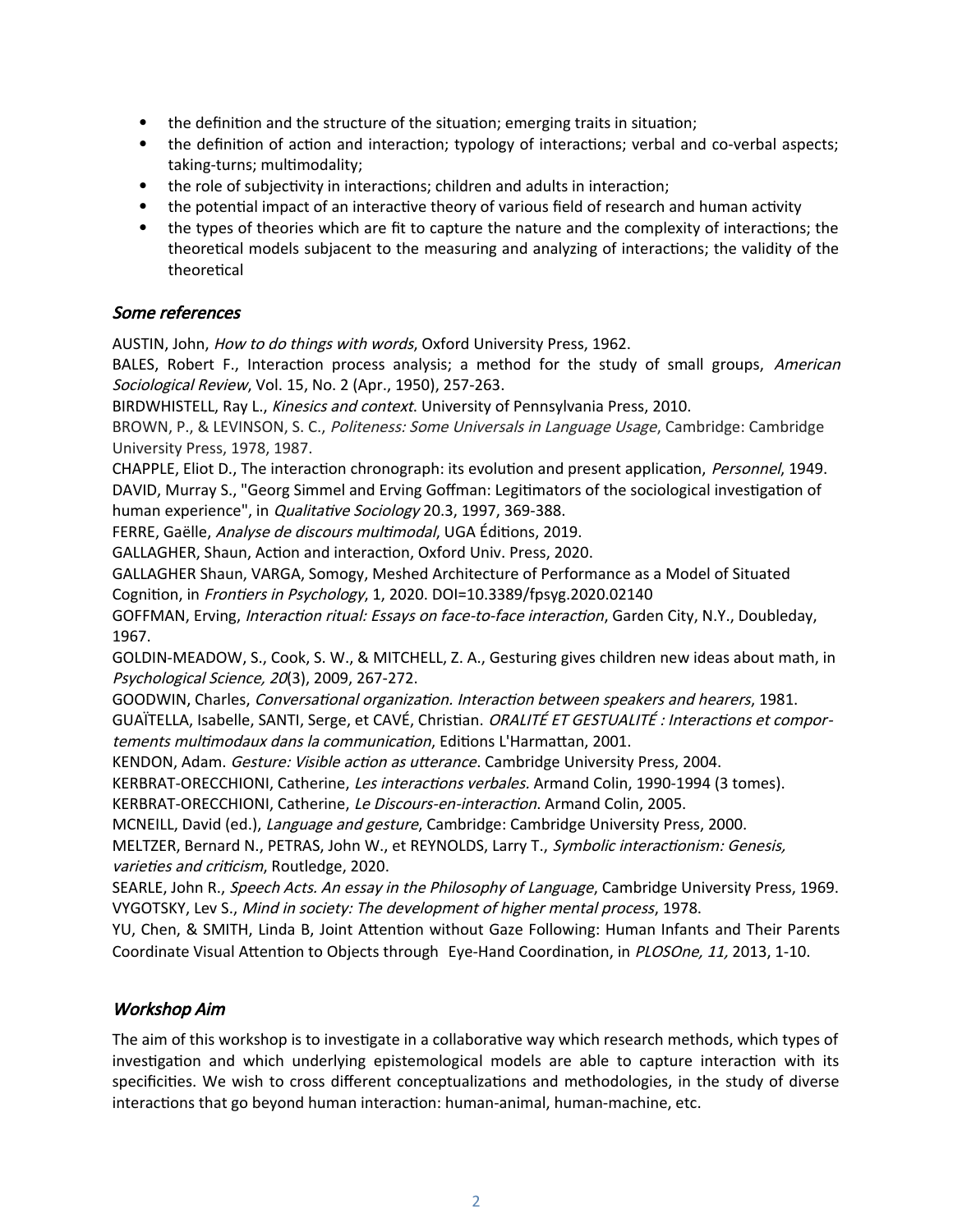- the definition and the structure of the situation; emerging traits in situation;
- the definition of action and interaction; typology of interactions; verbal and co-verbal aspects; taking-turns; multimodality;
- the role of subjectivity in interactions; children and adults in interaction;
- the potential impact of an interactive theory of various field of research and human activity
- the types of theories which are fit to capture the nature and the complexity of interactions; the theoretical models subjacent to the measuring and analyzing of interactions; the validity of the theoretical

## *Some references*

AUSTIN, John, *How to do things with words*, Oxford University Press, 1962.
BALES, Robert F., Interaction process analysis; a method for the study of small groups, *American Sociological Review*, Vol. 15, No. 2 (Apr., 1950), 257-263.
BIRDWHISTELL, Ray L., *Kinesics and context*. University of Pennsylvania Press, 2010.
BROWN, P., & LEVINSON, S. C., *Politeness: Some Universals in Language Usage*, Cambridge: Cambridge University Press, 1978, 1987.
CHAPPLE, Eliot D., The interaction chronograph: its evolution and present application, *Personnel*, 1949.
DAVID, Murray S., "Georg Simmel and Erving Goffman: Legitimators of the sociological investigation of human experience", in *Qualitative Sociology* 20.3, 1997, 369-388.
FERRE, Gaëlle, *Analyse de discours multimodal*, UGA Éditions, 2019.
GALLAGHER, Shaun, Action and interaction, Oxford Univ. Press, 2020.
GALLAGHER Shaun, VARGA, Somogy, Meshed Architecture of Performance as a Model of Situated Cognition, in *Frontiers in Psychology*, 1, 2020. DOI=10.3389/fpsyg.2020.02140
GOFFMAN, Erving, *Interaction ritual: Essays on face-to-face interaction*, Garden City, N.Y., Doubleday, 1967.
GOLDIN-MEADOW, S., Cook, S. W., & MITCHELL, Z. A., Gesturing gives children new ideas about math, in *Psychological Science, 20*(3), 2009, 267-272.
GOODWIN, Charles, *Conversational organization. Interaction between speakers and hearers*, 1981.
GUAÏTELLA, Isabelle, SANTI, Serge, et CAVÉ, Christian. *ORALITÉ ET GESTUALITÉ : Interactions et comportements multimodaux dans la communication*, Editions L'Harmattan, 2001.
KENDON, Adam. *Gesture: Visible action as utterance*. Cambridge University Press, 2004.
KERBRAT-ORECCHIONI, Catherine, *Les interactions verbales*. Armand Colin, 1990-1994 (3 tomes).
KERBRAT-ORECCHIONI, Catherine, *Le Discours-en-interaction*. Armand Colin, 2005.
MCNEILL, David (ed.), *Language and gesture*, Cambridge: Cambridge University Press, 2000.
MELTZER, Bernard N., PETRAS, John W., et REYNOLDS, Larry T., *Symbolic interactionism: Genesis, varieties and criticism*, Routledge, 2020.
SEARLE, John R., *Speech Acts. An essay in the Philosophy of Language*, Cambridge University Press, 1969.
VYGOTSKY, Lev S., *Mind in society: The development of higher mental process*, 1978.
YU, Chen, & SMITH, Linda B, Joint Attention without Gaze Following: Human Infants and Their Parents Coordinate Visual Attention to Objects through Eye-Hand Coordination, in *PLOSOne, 11,* 2013, 1-10.

## *Workshop Aim*

The aim of this workshop is to investigate in a collaborative way which research methods, which types of investigation and which underlying epistemological models are able to capture interaction with its specificities. We wish to cross different conceptualizations and methodologies, in the study of diverse interactions that go beyond human interaction: human-animal, human-machine, etc.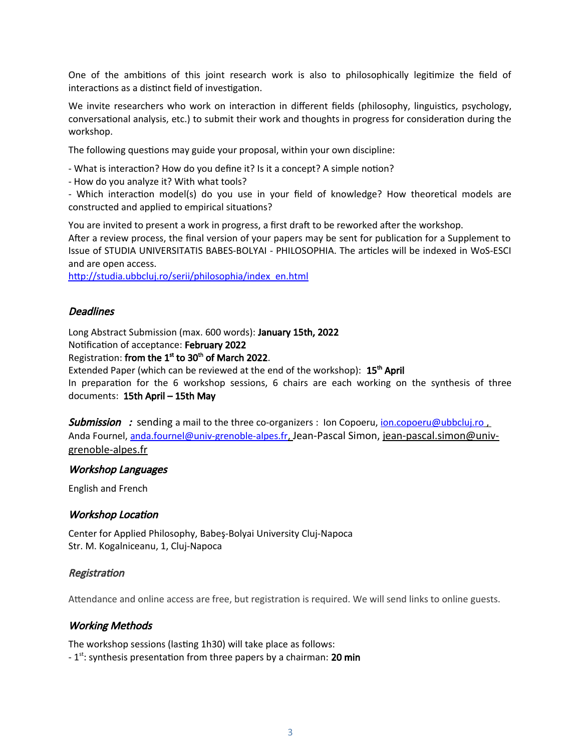One of the ambitions of this joint research work is also to philosophically legitimize the field of interactions as a distinct field of investigation.

We invite researchers who work on interaction in different fields (philosophy, linguistics, psychology, conversational analysis, etc.) to submit their work and thoughts in progress for consideration during the workshop.

The following questions may guide your proposal, within your own discipline:

- What is interaction? How do you define it? Is it a concept? A simple notion?
- How do you analyze it? With what tools?
- Which interaction model(s) do you use in your field of knowledge? How theoretical models are constructed and applied to empirical situations?

You are invited to present a work in progress, a first draft to be reworked after the workshop.
After a review process, the final version of your papers may be sent for publication for a Supplement to Issue of STUDIA UNIVERSITATIS BABES-BOLYAI - PHILOSOPHIA. The articles will be indexed in WoS-ESCI and are open access.
[http://studia.ubbcluj.ro/serii/philosophia/index_en.html](http://studia.ubbcluj.ro/serii/philosophia/index_en.html)

### *Deadlines*

Long Abstract Submission (max. 600 words): **January 15th, 2022**
Notification of acceptance: **February 2022**
Registration: **from the 1st to 30th of March 2022**.
Extended Paper (which can be reviewed at the end of the workshop): **15th April**
In preparation for the 6 workshop sessions, 6 chairs are each working on the synthesis of three documents: **15th April – 15th May**

***Submission*** **:** sending a mail to the three co-organizers : Ion Copoeru, ion.copoeru@ubbcluj.ro , Anda Fournel, anda.fournel@univ-grenoble-alpes.fr, Jean-Pascal Simon, jean-pascal.simon@univ-grenoble-alpes.fr

### *Workshop Languages*

English and French

### *Workshop Location*

Center for Applied Philosophy, Babeş-Bolyai University Cluj-Napoca
Str. M. Kogalniceanu, 1, Cluj-Napoca

### *Registration*

Attendance and online access are free, but registration is required. We will send links to online guests.

### *Working Methods*

The workshop sessions (lasting 1h30) will take place as follows:
- 1st: synthesis presentation from three papers by a chairman: **20 min**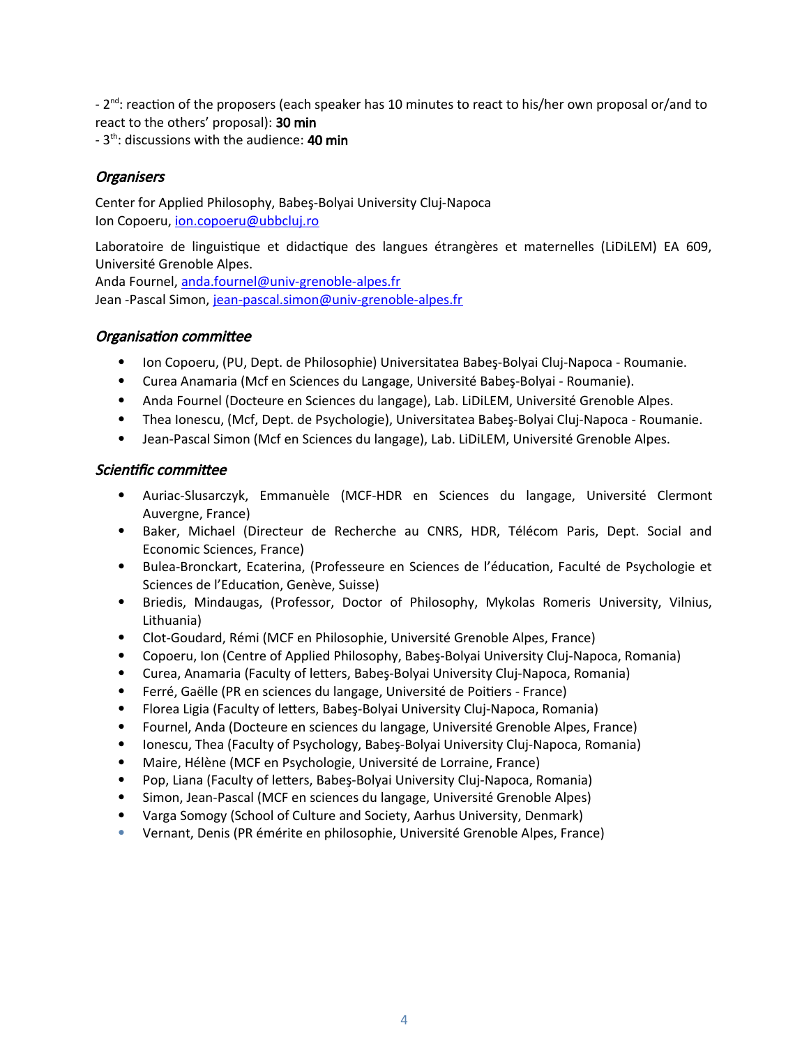- 2nd: reaction of the proposers (each speaker has 10 minutes to react to his/her own proposal or/and to react to the others' proposal): **30 min**
- 3th: discussions with the audience: **40 min**

### *Organisers*

Center for Applied Philosophy, Babeş-Bolyai University Cluj-Napoca
Ion Copoeru, ion.copoeru@ubbcluj.ro

Laboratoire de linguistique et didactique des langues étrangères et maternelles (LiDiLEM) EA 609, Université Grenoble Alpes.
Anda Fournel, anda.fournel@univ-grenoble-alpes.fr
Jean -Pascal Simon, jean-pascal.simon@univ-grenoble-alpes.fr

### *Organisation committee*

- Ion Copoeru, (PU, Dept. de Philosophie) Universitatea Babeş-Bolyai Cluj-Napoca - Roumanie.
- Curea Anamaria (Mcf en Sciences du Langage, Université Babeş-Bolyai - Roumanie).
- Anda Fournel (Docteure en Sciences du langage), Lab. LiDiLEM, Université Grenoble Alpes.
- Thea Ionescu, (Mcf, Dept. de Psychologie), Universitatea Babeş-Bolyai Cluj-Napoca - Roumanie.
- Jean-Pascal Simon (Mcf en Sciences du langage), Lab. LiDiLEM, Université Grenoble Alpes.

### *Scientific committee*

- Auriac-Slusarczyk, Emmanuèle (MCF-HDR en Sciences du langage, Université Clermont Auvergne, France)
- Baker, Michael (Directeur de Recherche au CNRS, HDR, Télécom Paris, Dept. Social and Economic Sciences, France)
- Bulea-Bronckart, Ecaterina, (Professeure en Sciences de l'éducation, Faculté de Psychologie et Sciences de l'Education, Genève, Suisse)
- Briedis, Mindaugas, (Professor, Doctor of Philosophy, Mykolas Romeris University, Vilnius, Lithuania)
- Clot-Goudard, Rémi (MCF en Philosophie, Université Grenoble Alpes, France)
- Copoeru, Ion (Centre of Applied Philosophy, Babeş-Bolyai University Cluj-Napoca, Romania)
- Curea, Anamaria (Faculty of letters, Babeş-Bolyai University Cluj-Napoca, Romania)
- Ferré, Gaëlle (PR en sciences du langage, Université de Poitiers - France)
- Florea Ligia (Faculty of letters, Babeş-Bolyai University Cluj-Napoca, Romania)
- Fournel, Anda (Docteure en sciences du langage, Université Grenoble Alpes, France)
- Ionescu, Thea (Faculty of Psychology, Babeş-Bolyai University Cluj-Napoca, Romania)
- Maire, Hélène (MCF en Psychologie, Université de Lorraine, France)
- Pop, Liana (Faculty of letters, Babeş-Bolyai University Cluj-Napoca, Romania)
- Simon, Jean-Pascal (MCF en sciences du langage, Université Grenoble Alpes)
- Varga Somogy (School of Culture and Society, Aarhus University, Denmark)
- Vernant, Denis (PR émérite en philosophie, Université Grenoble Alpes, France)